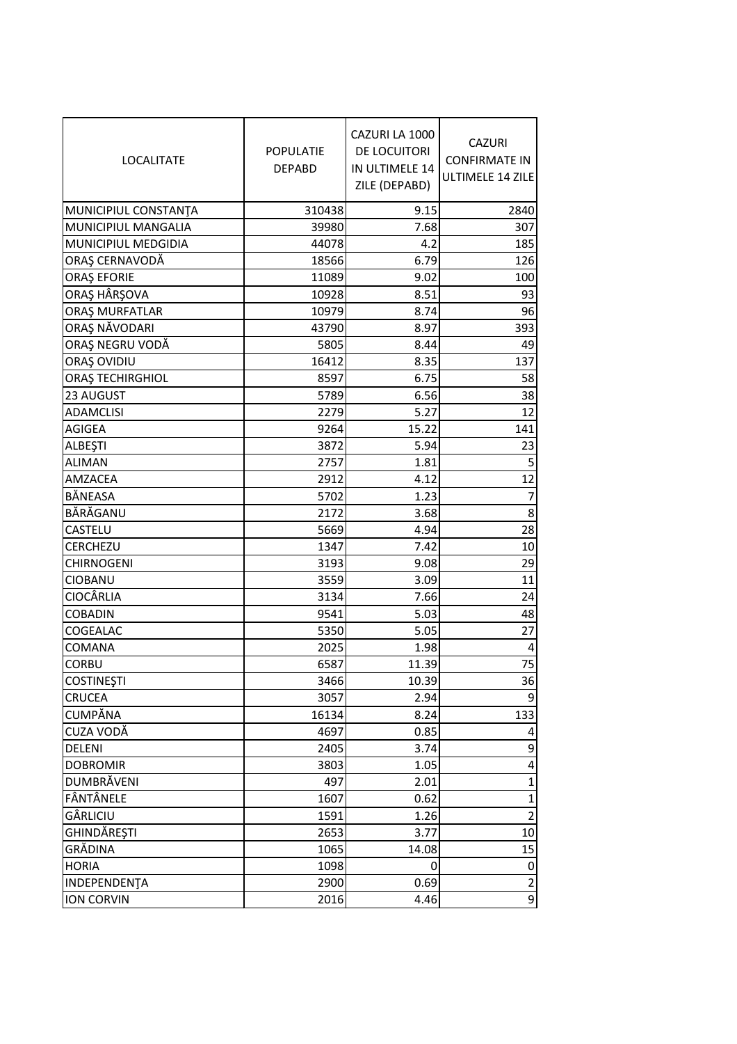| LOCALITATE | POPULATIE DEPABD | CAZURI LA 1000 DE LOCUITORI IN ULTIMELE 14 ZILE (DEPABD) | CAZURI CONFIRMATE IN ULTIMELE 14 ZILE |
| --- | --- | --- | --- |
| MUNICIPIUL CONSTANŢA | 310438 | 9.15 | 2840 |
| MUNICIPIUL MANGALIA | 39980 | 7.68 | 307 |
| MUNICIPIUL MEDGIDIA | 44078 | 4.2 | 185 |
| ORAŞ CERNAVODĂ | 18566 | 6.79 | 126 |
| ORAŞ EFORIE | 11089 | 9.02 | 100 |
| ORAŞ HÂRŞOVA | 10928 | 8.51 | 93 |
| ORAŞ MURFATLAR | 10979 | 8.74 | 96 |
| ORAŞ NĂVODARI | 43790 | 8.97 | 393 |
| ORAŞ NEGRU VODĂ | 5805 | 8.44 | 49 |
| ORAŞ OVIDIU | 16412 | 8.35 | 137 |
| ORAŞ TECHIRGHIOL | 8597 | 6.75 | 58 |
| 23 AUGUST | 5789 | 6.56 | 38 |
| ADAMCLISI | 2279 | 5.27 | 12 |
| AGIGEA | 9264 | 15.22 | 141 |
| ALBEŞTI | 3872 | 5.94 | 23 |
| ALIMAN | 2757 | 1.81 | 5 |
| AMZACEA | 2912 | 4.12 | 12 |
| BĂNEASA | 5702 | 1.23 | 7 |
| BĂRĂGANU | 2172 | 3.68 | 8 |
| CASTELU | 5669 | 4.94 | 28 |
| CERCHEZU | 1347 | 7.42 | 10 |
| CHIRNOGENI | 3193 | 9.08 | 29 |
| CIOBANU | 3559 | 3.09 | 11 |
| CIOCÂRLIA | 3134 | 7.66 | 24 |
| COBADIN | 9541 | 5.03 | 48 |
| COGEALAC | 5350 | 5.05 | 27 |
| COMANA | 2025 | 1.98 | 4 |
| CORBU | 6587 | 11.39 | 75 |
| COSTINEŞTI | 3466 | 10.39 | 36 |
| CRUCEA | 3057 | 2.94 | 9 |
| CUMPĂNA | 16134 | 8.24 | 133 |
| CUZA VODĂ | 4697 | 0.85 | 4 |
| DELENI | 2405 | 3.74 | 9 |
| DOBROMIR | 3803 | 1.05 | 4 |
| DUMBRĂVENI | 497 | 2.01 | 1 |
| FÂNTÂNELE | 1607 | 0.62 | 1 |
| GÂRLICIU | 1591 | 1.26 | 2 |
| GHINDĂREŞTI | 2653 | 3.77 | 10 |
| GRĂDINA | 1065 | 14.08 | 15 |
| HORIA | 1098 | 0 | 0 |
| INDEPENDENŢA | 2900 | 0.69 | 2 |
| ION CORVIN | 2016 | 4.46 | 9 |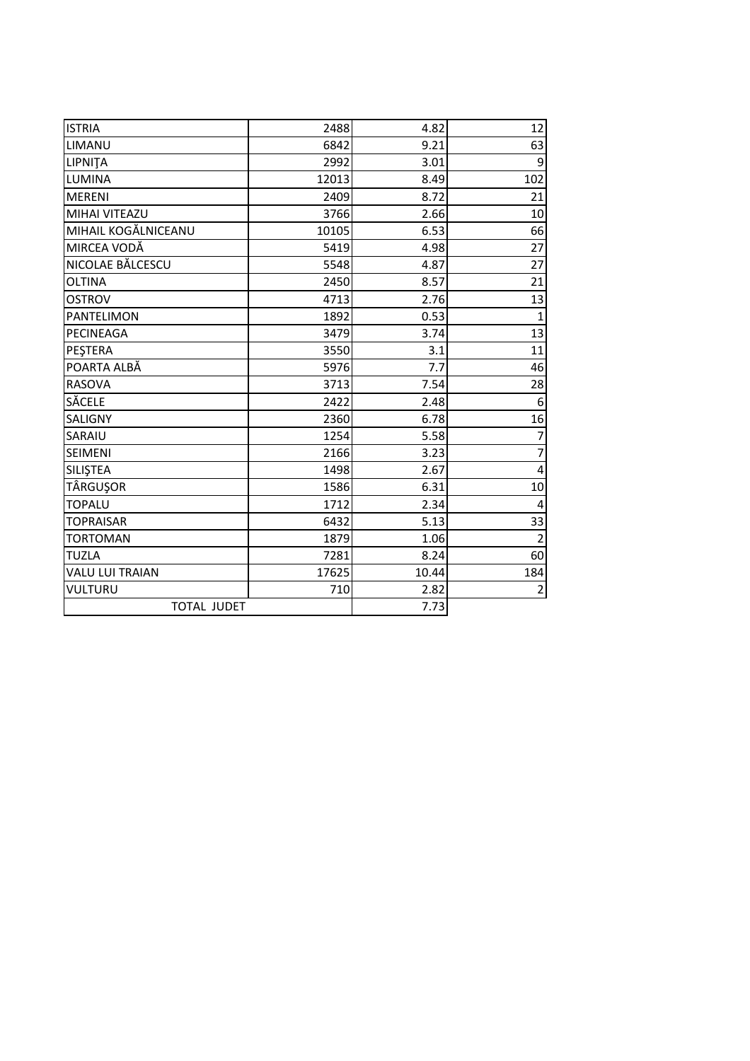| | | | |
|---|---|---|---|
| ISTRIA | 2488 | 4.82 | 12 |
| LIMANU | 6842 | 9.21 | 63 |
| LIPNIŢA | 2992 | 3.01 | 9 |
| LUMINA | 12013 | 8.49 | 102 |
| MERENI | 2409 | 8.72 | 21 |
| MIHAI VITEAZU | 3766 | 2.66 | 10 |
| MIHAIL KOGĂLNICEANU | 10105 | 6.53 | 66 |
| MIRCEA VODĂ | 5419 | 4.98 | 27 |
| NICOLAE BĂLCESCU | 5548 | 4.87 | 27 |
| OLTINA | 2450 | 8.57 | 21 |
| OSTROV | 4713 | 2.76 | 13 |
| PANTELIMON | 1892 | 0.53 | 1 |
| PECINEAGA | 3479 | 3.74 | 13 |
| PEŞTERA | 3550 | 3.1 | 11 |
| POARTA ALBĂ | 5976 | 7.7 | 46 |
| RASOVA | 3713 | 7.54 | 28 |
| SĂCELE | 2422 | 2.48 | 6 |
| SALIGNY | 2360 | 6.78 | 16 |
| SARAIU | 1254 | 5.58 | 7 |
| SEIMENI | 2166 | 3.23 | 7 |
| SILIŞTEA | 1498 | 2.67 | 4 |
| TÂRGUŞOR | 1586 | 6.31 | 10 |
| TOPALU | 1712 | 2.34 | 4 |
| TOPRAISAR | 6432 | 5.13 | 33 |
| TORTOMAN | 1879 | 1.06 | 2 |
| TUZLA | 7281 | 8.24 | 60 |
| VALU LUI TRAIAN | 17625 | 10.44 | 184 |
| VULTURU | 710 | 2.82 | 2 |
| TOTAL JUDET | | 7.73 | |